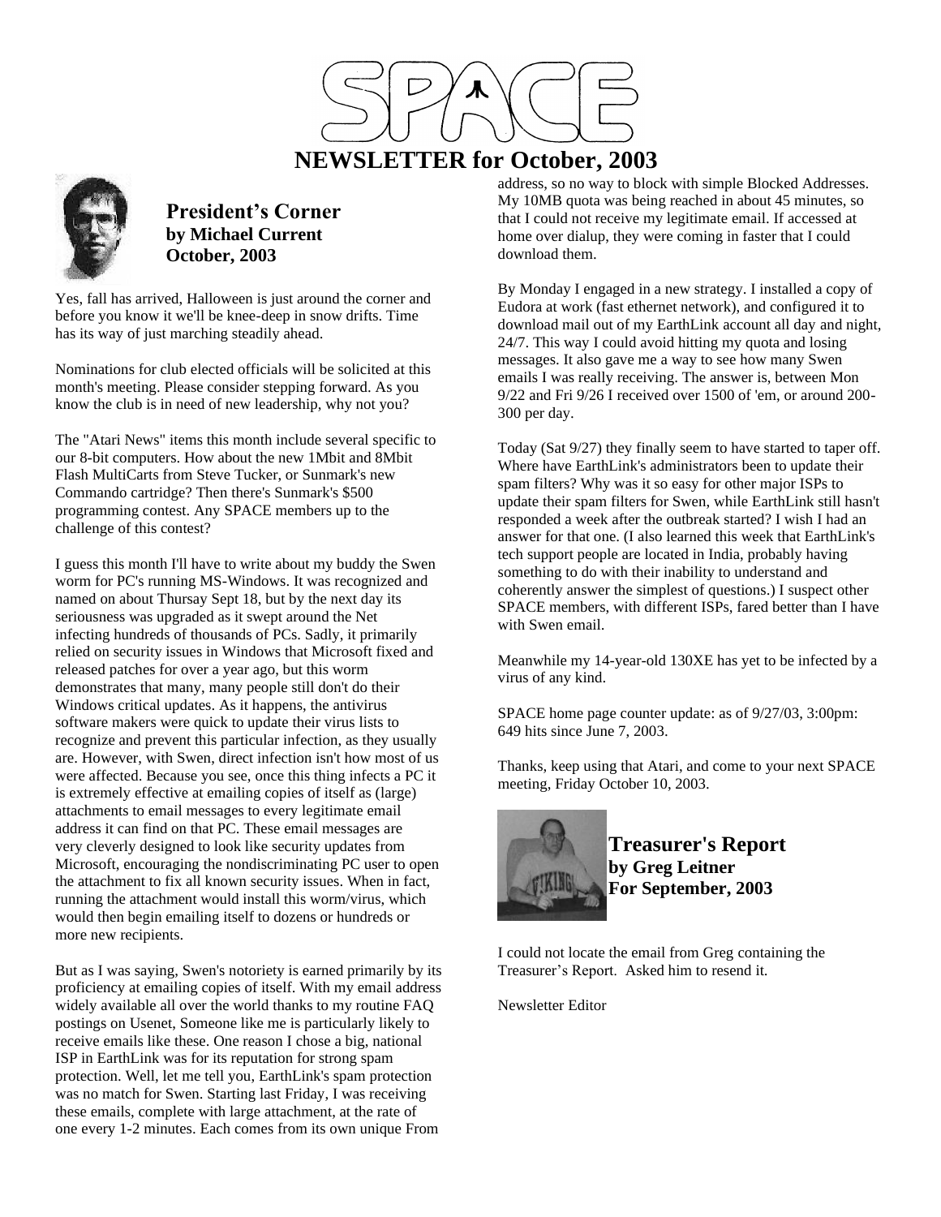# NEWSLETTER for October, 2003

## President's Corner
**by Michael Current**
**October, 2003**

Yes, fall has arrived, Halloween is just around the corner and before you know it we'll be knee-deep in snow drifts. Time has its way of just marching steadily ahead.

Nominations for club elected officials will be solicited at this month's meeting. Please consider stepping forward. As you know the club is in need of new leadership, why not you?

The "Atari News" items this month include several specific to our 8-bit computers. How about the new 1Mbit and 8Mbit Flash MultiCarts from Steve Tucker, or Sunmark's new Commando cartridge? Then there's Sunmark's $500 programming contest. Any SPACE members up to the challenge of this contest?

I guess this month I'll have to write about my buddy the Swen worm for PC's running MS-Windows. It was recognized and named on about Thursay Sept 18, but by the next day its seriousness was upgraded as it swept around the Net infecting hundreds of thousands of PCs. Sadly, it primarily relied on security issues in Windows that Microsoft fixed and released patches for over a year ago, but this worm demonstrates that many, many people still don't do their Windows critical updates. As it happens, the antivirus software makers were quick to update their virus lists to recognize and prevent this particular infection, as they usually are. However, with Swen, direct infection isn't how most of us were affected. Because you see, once this thing infects a PC it is extremely effective at emailing copies of itself as (large) attachments to email messages to every legitimate email address it can find on that PC. These email messages are very cleverly designed to look like security updates from Microsoft, encouraging the nondiscriminating PC user to open the attachment to fix all known security issues. When in fact, running the attachment would install this worm/virus, which would then begin emailing itself to dozens or hundreds or more new recipients.

But as I was saying, Swen's notoriety is earned primarily by its proficiency at emailing copies of itself. With my email address widely available all over the world thanks to my routine FAQ postings on Usenet, Someone like me is particularly likely to receive emails like these. One reason I chose a big, national ISP in EarthLink was for its reputation for strong spam protection. Well, let me tell you, EarthLink's spam protection was no match for Swen. Starting last Friday, I was receiving these emails, complete with large attachment, at the rate of one every 1-2 minutes. Each comes from its own unique From address, so no way to block with simple Blocked Addresses. My 10MB quota was being reached in about 45 minutes, so that I could not receive my legitimate email. If accessed at home over dialup, they were coming in faster that I could download them.

By Monday I engaged in a new strategy. I installed a copy of Eudora at work (fast ethernet network), and configured it to download mail out of my EarthLink account all day and night, 24/7. This way I could avoid hitting my quota and losing messages. It also gave me a way to see how many Swen emails I was really receiving. The answer is, between Mon 9/22 and Fri 9/26 I received over 1500 of 'em, or around 200-300 per day.

Today (Sat 9/27) they finally seem to have started to taper off. Where have EarthLink's administrators been to update their spam filters? Why was it so easy for other major ISPs to update their spam filters for Swen, while EarthLink still hasn't responded a week after the outbreak started? I wish I had an answer for that one. (I also learned this week that EarthLink's tech support people are located in India, probably having something to do with their inability to understand and coherently answer the simplest of questions.) I suspect other SPACE members, with different ISPs, fared better than I have with Swen email.

Meanwhile my 14-year-old 130XE has yet to be infected by a virus of any kind.

SPACE home page counter update: as of 9/27/03, 3:00pm: 649 hits since June 7, 2003.

Thanks, keep using that Atari, and come to your next SPACE meeting, Friday October 10, 2003.

## Treasurer's Report
**by Greg Leitner**
**For September, 2003**

I could not locate the email from Greg containing the Treasurer's Report. Asked him to resend it.

Newsletter Editor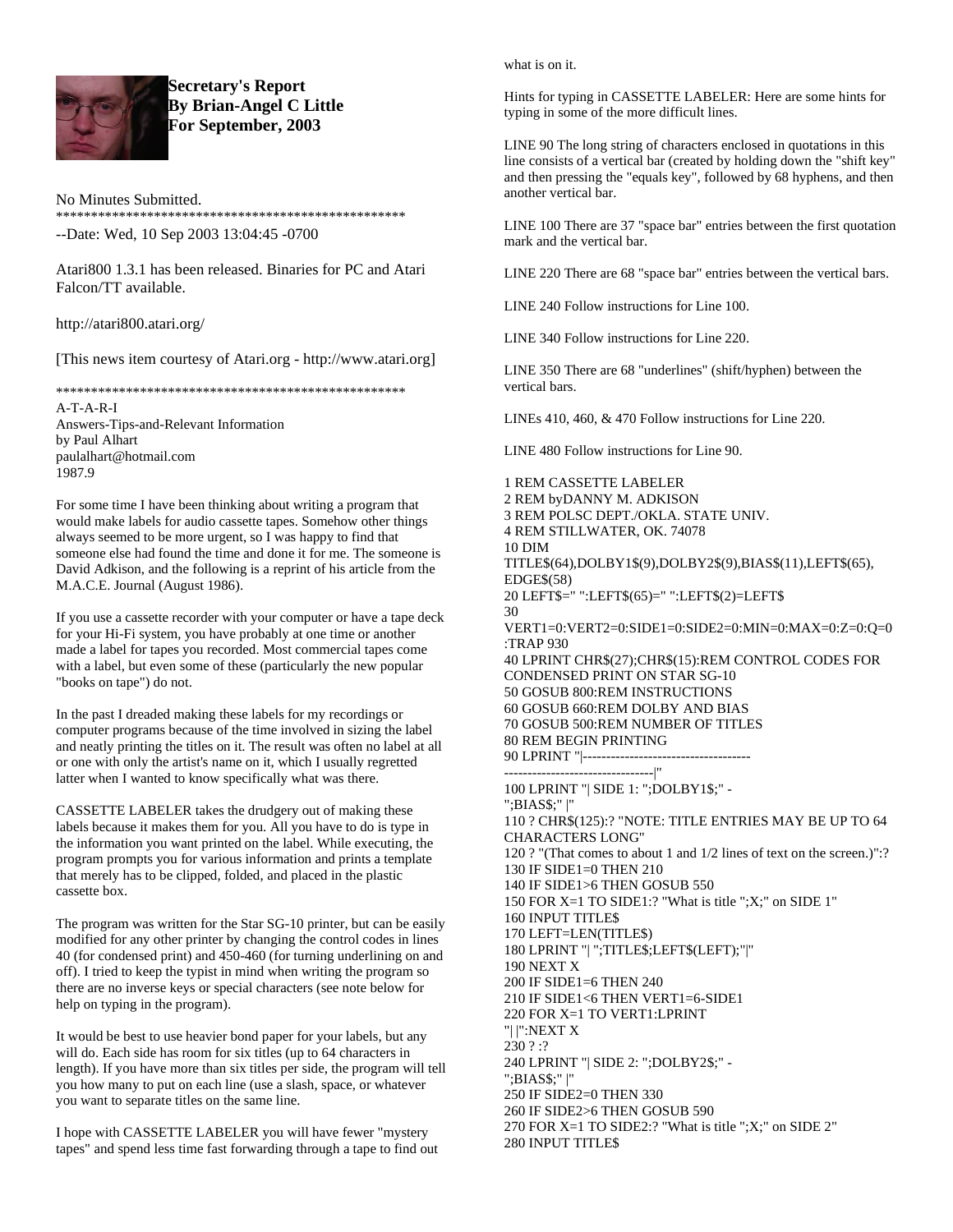**Secretary's Report**
**By Brian-Angel C Little**
**For September, 2003**

No Minutes Submitted.

\*\*\*\*\*\*\*\*\*\*\*\*\*\*\*\*\*\*\*\*\*\*\*\*\*\*\*\*\*\*\*\*\*\*\*\*\*\*\*\*\*\*\*\*\*\*\*\*\*\*\*\*

--Date: Wed, 10 Sep 2003 13:04:45 -0700

Atari800 1.3.1 has been released. Binaries for PC and Atari Falcon/TT available.

http://atari800.atari.org/

[This news item courtesy of Atari.org - http://www.atari.org]

\*\*\*\*\*\*\*\*\*\*\*\*\*\*\*\*\*\*\*\*\*\*\*\*\*\*\*\*\*\*\*\*\*\*\*\*\*\*\*\*\*\*\*\*\*\*\*\*\*\*\*\*

A-T-A-R-I
Answers-Tips-and-Relevant Information
by Paul Alhart
paulalhart@hotmail.com
1987.9

For some time I have been thinking about writing a program that would make labels for audio cassette tapes. Somehow other things always seemed to be more urgent, so I was happy to find that someone else had found the time and done it for me. The someone is David Adkison, and the following is a reprint of his article from the M.A.C.E. Journal (August 1986).

If you use a cassette recorder with your computer or have a tape deck for your Hi-Fi system, you have probably at one time or another made a label for tapes you recorded. Most commercial tapes come with a label, but even some of these (particularly the new popular "books on tape") do not.

In the past I dreaded making these labels for my recordings or computer programs because of the time involved in sizing the label and neatly printing the titles on it. The result was often no label at all or one with only the artist's name on it, which I usually regretted latter when I wanted to know specifically what was there.

CASSETTE LABELER takes the drudgery out of making these labels because it makes them for you. All you have to do is type in the information you want printed on the label. While executing, the program prompts you for various information and prints a template that merely has to be clipped, folded, and placed in the plastic cassette box.

The program was written for the Star SG-10 printer, but can be easily modified for any other printer by changing the control codes in lines 40 (for condensed print) and 450-460 (for turning underlining on and off). I tried to keep the typist in mind when writing the program so there are no inverse keys or special characters (see note below for help on typing in the program).

It would be best to use heavier bond paper for your labels, but any will do. Each side has room for six titles (up to 64 characters in length). If you have more than six titles per side, the program will tell you how many to put on each line (use a slash, space, or whatever you want to separate titles on the same line.

I hope with CASSETTE LABELER you will have fewer "mystery tapes" and spend less time fast forwarding through a tape to find out what is on it.

Hints for typing in CASSETTE LABELER: Here are some hints for typing in some of the more difficult lines.

LINE 90 The long string of characters enclosed in quotations in this line consists of a vertical bar (created by holding down the "shift key" and then pressing the "equals key", followed by 68 hyphens, and then another vertical bar.

LINE 100 There are 37 "space bar" entries between the first quotation mark and the vertical bar.

LINE 220 There are 68 "space bar" entries between the vertical bars.

LINE 240 Follow instructions for Line 100.

LINE 340 Follow instructions for Line 220.

LINE 350 There are 68 "underlines" (shift/hyphen) between the vertical bars.

LINEs 410, 460, & 470 Follow instructions for Line 220.

LINE 480 Follow instructions for Line 90.

```
1 REM CASSETTE LABELER
2 REM byDANNY M. ADKISON
3 REM POLSC DEPT./OKLA. STATE UNIV.
4 REM STILLWATER, OK. 74078
10 DIM
TITLE$(64),DOLBY1$(9),DOLBY2$(9),BIAS$(11),LEFT$(65),
EDGE$(58)
20 LEFT$=" ":LEFT$(65)=" ":LEFT$(2)=LEFT$
30
VERT1=0:VERT2=0:SIDE1=0:SIDE2=0:MIN=0:MAX=0:Z=0:Q=0
:TRAP 930
40 LPRINT CHR$(27);CHR$(15):REM CONTROL CODES FOR
CONDENSED PRINT ON STAR SG-10
50 GOSUB 800:REM INSTRUCTIONS
60 GOSUB 660:REM DOLBY AND BIAS
70 GOSUB 500:REM NUMBER OF TITLES
80 REM BEGIN PRINTING
90 LPRINT "|------------------------------------
--------------------------------|"
100 LPRINT "| SIDE 1: ";DOLBY1$;" -
";BIAS$;" |"
110 ? CHR$(125):? "NOTE: TITLE ENTRIES MAY BE UP TO 64
CHARACTERS LONG"
120 ? "(That comes to about 1 and 1/2 lines of text on the screen.)":?
130 IF SIDE1=0 THEN 210
140 IF SIDE1>6 THEN GOSUB 550
150 FOR X=1 TO SIDE1:? "What is title ";X;" on SIDE 1"
160 INPUT TITLE$
170 LEFT=LEN(TITLE$)
180 LPRINT "| ";TITLE$;LEFT$(LEFT);"|"
190 NEXT X
200 IF SIDE1=6 THEN 240
210 IF SIDE1<6 THEN VERT1=6-SIDE1
220 FOR X=1 TO VERT1:LPRINT
"| |":NEXT X
230 ? :?
240 LPRINT "| SIDE 2: ";DOLBY2$;" -
";BIAS$;" |"
250 IF SIDE2=0 THEN 330
260 IF SIDE2>6 THEN GOSUB 590
270 FOR X=1 TO SIDE2:? "What is title ";X;" on SIDE 2"
280 INPUT TITLE$
```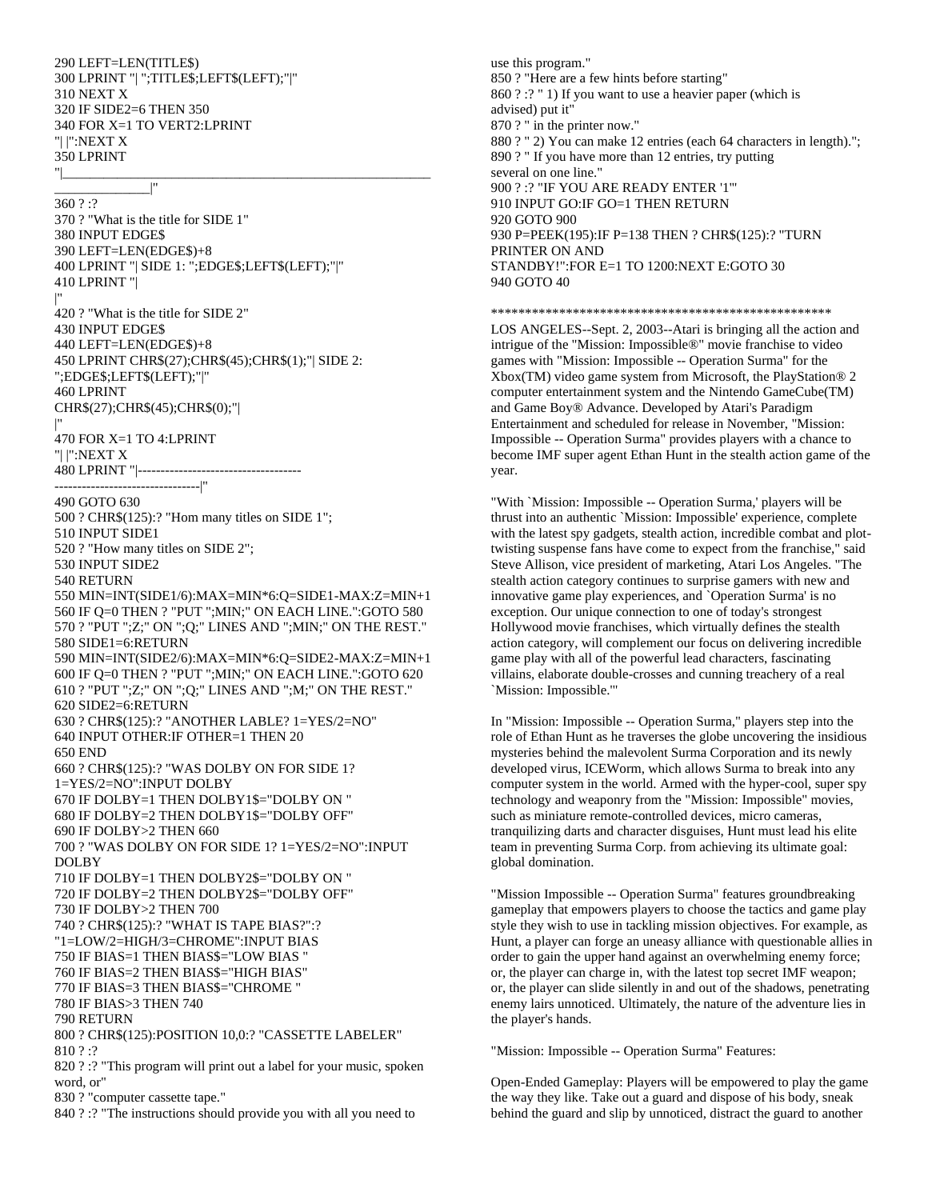```
290 LEFT=LEN(TITLE$)
300 LPRINT "| ";TITLE$;LEFT$(LEFT);"|"
310 NEXT X
320 IF SIDE2=6 THEN 350
340 FOR X=1 TO VERT2:LPRINT
"| |":NEXT X
350 LPRINT
"|________________________________________________________
_______________|"
360 ? :?
370 ? "What is the title for SIDE 1"
380 INPUT EDGE$
390 LEFT=LEN(EDGE$)+8
400 LPRINT "| SIDE 1: ";EDGE$;LEFT$(LEFT);"|"
410 LPRINT "|
|"
420 ? "What is the title for SIDE 2"
430 INPUT EDGE$
440 LEFT=LEN(EDGE$)+8
450 LPRINT CHR$(27);CHR$(45);CHR$(1);"| SIDE 2:
";EDGE$;LEFT$(LEFT);"|"
460 LPRINT
CHR$(27);CHR$(45);CHR$(0);"|
|"
470 FOR X=1 TO 4:LPRINT
"| |":NEXT X
480 LPRINT "|------------------------------------
--------------------------------|"
490 GOTO 630
500 ? CHR$(125):? "Hom many titles on SIDE 1";
510 INPUT SIDE1
520 ? "How many titles on SIDE 2";
530 INPUT SIDE2
540 RETURN
550 MIN=INT(SIDE1/6):MAX=MIN*6:Q=SIDE1-MAX:Z=MIN+1
560 IF Q=0 THEN ? "PUT ";MIN;" ON EACH LINE.":GOTO 580
570 ? "PUT ";Z;" ON ";Q;" LINES AND ";MIN;" ON THE REST."
580 SIDE1=6:RETURN
590 MIN=INT(SIDE2/6):MAX=MIN*6:Q=SIDE2-MAX:Z=MIN+1
600 IF Q=0 THEN ? "PUT ";MIN;" ON EACH LINE.":GOTO 620
610 ? "PUT ";Z;" ON ";Q;" LINES AND ";M;" ON THE REST."
620 SIDE2=6:RETURN
630 ? CHR$(125):? "ANOTHER LABLE? 1=YES/2=NO"
640 INPUT OTHER:IF OTHER=1 THEN 20
650 END
660 ? CHR$(125):? "WAS DOLBY ON FOR SIDE 1?
1=YES/2=NO":INPUT DOLBY
670 IF DOLBY=1 THEN DOLBY1$="DOLBY ON "
680 IF DOLBY=2 THEN DOLBY1$="DOLBY OFF"
690 IF DOLBY>2 THEN 660
700 ? "WAS DOLBY ON FOR SIDE 1? 1=YES/2=NO":INPUT
DOLBY
710 IF DOLBY=1 THEN DOLBY2$="DOLBY ON "
720 IF DOLBY=2 THEN DOLBY2$="DOLBY OFF"
730 IF DOLBY>2 THEN 700
740 ? CHR$(125):? "WHAT IS TAPE BIAS?":?
"1=LOW/2=HIGH/3=CHROME":INPUT BIAS
750 IF BIAS=1 THEN BIAS$="LOW BIAS "
760 IF BIAS=2 THEN BIAS$="HIGH BIAS"
770 IF BIAS=3 THEN BIAS$="CHROME "
780 IF BIAS>3 THEN 740
790 RETURN
800 ? CHR$(125):POSITION 10,0:? "CASSETTE LABELER"
810 ? :?
820 ? :? "This program will print out a label for your music, spoken
word, or"
830 ? "computer cassette tape."
840 ? :? "The instructions should provide you with all you need to
use this program."
850 ? "Here are a few hints before starting"
860 ? :? " 1) If you want to use a heavier paper (which is
advised) put it"
870 ? " in the printer now."
880 ? " 2) You can make 12 entries (each 64 characters in length).";
890 ? " If you have more than 12 entries, try putting
several on one line."
900 ? :? "IF YOU ARE READY ENTER '1'"
910 INPUT GO:IF GO=1 THEN RETURN
920 GOTO 900
930 P=PEEK(195):IF P=138 THEN ? CHR$(125):? "TURN
PRINTER ON AND
STANDBY!":FOR E=1 TO 1200:NEXT E:GOTO 30
940 GOTO 40
```

**************************************************

LOS ANGELES--Sept. 2, 2003--Atari is bringing all the action and intrigue of the "Mission: Impossible®" movie franchise to video games with "Mission: Impossible -- Operation Surma" for the Xbox(TM) video game system from Microsoft, the PlayStation® 2 computer entertainment system and the Nintendo GameCube(TM) and Game Boy® Advance. Developed by Atari's Paradigm Entertainment and scheduled for release in November, "Mission: Impossible -- Operation Surma" provides players with a chance to become IMF super agent Ethan Hunt in the stealth action game of the year.

"With `Mission: Impossible -- Operation Surma,' players will be thrust into an authentic `Mission: Impossible' experience, complete with the latest spy gadgets, stealth action, incredible combat and plot-twisting suspense fans have come to expect from the franchise," said Steve Allison, vice president of marketing, Atari Los Angeles. "The stealth action category continues to surprise gamers with new and innovative game play experiences, and `Operation Surma' is no exception. Our unique connection to one of today's strongest Hollywood movie franchises, which virtually defines the stealth action category, will complement our focus on delivering incredible game play with all of the powerful lead characters, fascinating villains, elaborate double-crosses and cunning treachery of a real `Mission: Impossible.'"

In "Mission: Impossible -- Operation Surma," players step into the role of Ethan Hunt as he traverses the globe uncovering the insidious mysteries behind the malevolent Surma Corporation and its newly developed virus, ICEWorm, which allows Surma to break into any computer system in the world. Armed with the hyper-cool, super spy technology and weaponry from the "Mission: Impossible" movies, such as miniature remote-controlled devices, micro cameras, tranquilizing darts and character disguises, Hunt must lead his elite team in preventing Surma Corp. from achieving its ultimate goal: global domination.

"Mission Impossible -- Operation Surma" features groundbreaking gameplay that empowers players to choose the tactics and game play style they wish to use in tackling mission objectives. For example, as Hunt, a player can forge an uneasy alliance with questionable allies in order to gain the upper hand against an overwhelming enemy force; or, the player can charge in, with the latest top secret IMF weapon; or, the player can slide silently in and out of the shadows, penetrating enemy lairs unnoticed. Ultimately, the nature of the adventure lies in the player's hands.

"Mission: Impossible -- Operation Surma" Features:

Open-Ended Gameplay: Players will be empowered to play the game the way they like. Take out a guard and dispose of his body, sneak behind the guard and slip by unnoticed, distract the guard to another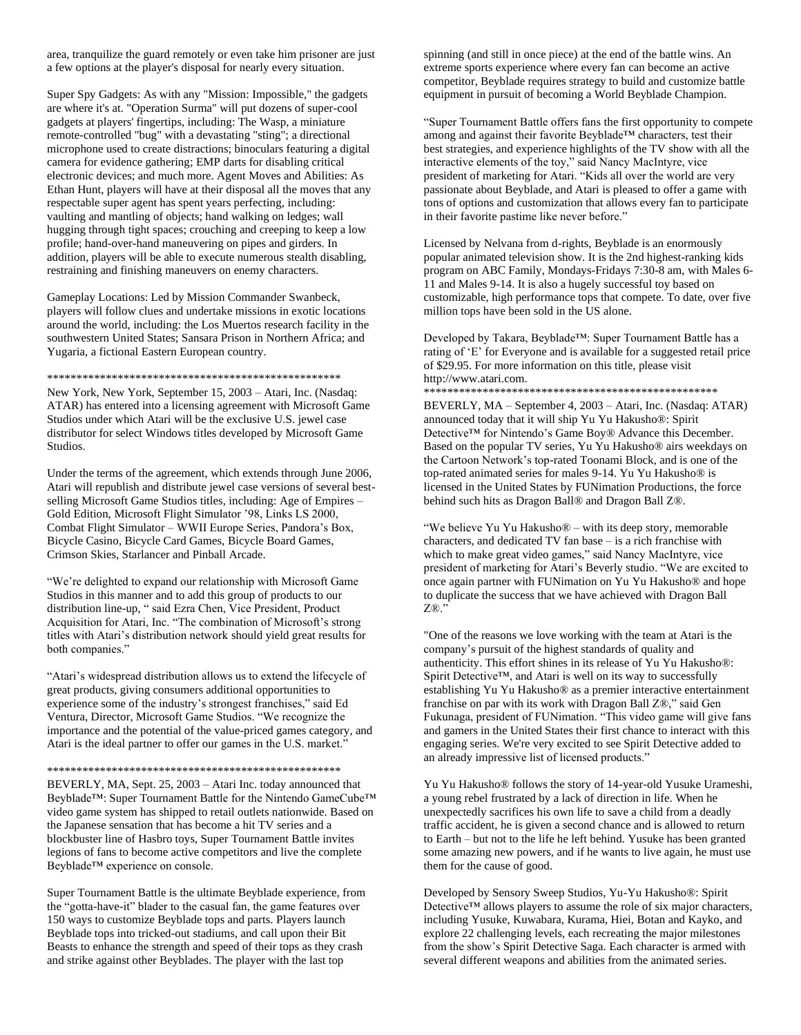area, tranquilize the guard remotely or even take him prisoner are just a few options at the player's disposal for nearly every situation.

Super Spy Gadgets: As with any "Mission: Impossible," the gadgets are where it's at. "Operation Surma" will put dozens of super-cool gadgets at players' fingertips, including: The Wasp, a miniature remote-controlled "bug" with a devastating "sting"; a directional microphone used to create distractions; binoculars featuring a digital camera for evidence gathering; EMP darts for disabling critical electronic devices; and much more. Agent Moves and Abilities: As Ethan Hunt, players will have at their disposal all the moves that any respectable super agent has spent years perfecting, including: vaulting and mantling of objects; hand walking on ledges; wall hugging through tight spaces; crouching and creeping to keep a low profile; hand-over-hand maneuvering on pipes and girders. In addition, players will be able to execute numerous stealth disabling, restraining and finishing maneuvers on enemy characters.

Gameplay Locations: Led by Mission Commander Swanbeck, players will follow clues and undertake missions in exotic locations around the world, including: the Los Muertos research facility in the southwestern United States; Sansara Prison in Northern Africa; and Yugaria, a fictional Eastern European country.

\*\*\*\*\*\*\*\*\*\*\*\*\*\*\*\*\*\*\*\*\*\*\*\*\*\*\*\*\*\*\*\*\*\*\*\*\*\*\*\*\*\*\*\*\*\*\*\*\*\*\*\*

New York, New York, September 15, 2003 – Atari, Inc. (Nasdaq: ATAR) has entered into a licensing agreement with Microsoft Game Studios under which Atari will be the exclusive U.S. jewel case distributor for select Windows titles developed by Microsoft Game Studios.

Under the terms of the agreement, which extends through June 2006, Atari will republish and distribute jewel case versions of several best-selling Microsoft Game Studios titles, including: Age of Empires – Gold Edition, Microsoft Flight Simulator '98, Links LS 2000, Combat Flight Simulator – WWII Europe Series, Pandora's Box, Bicycle Casino, Bicycle Card Games, Bicycle Board Games, Crimson Skies, Starlancer and Pinball Arcade.

"We're delighted to expand our relationship with Microsoft Game Studios in this manner and to add this group of products to our distribution line-up, " said Ezra Chen, Vice President, Product Acquisition for Atari, Inc. "The combination of Microsoft's strong titles with Atari's distribution network should yield great results for both companies."

"Atari's widespread distribution allows us to extend the lifecycle of great products, giving consumers additional opportunities to experience some of the industry's strongest franchises," said Ed Ventura, Director, Microsoft Game Studios. "We recognize the importance and the potential of the value-priced games category, and Atari is the ideal partner to offer our games in the U.S. market."

\*\*\*\*\*\*\*\*\*\*\*\*\*\*\*\*\*\*\*\*\*\*\*\*\*\*\*\*\*\*\*\*\*\*\*\*\*\*\*\*\*\*\*\*\*\*\*\*\*\*\*\*

BEVERLY, MA, Sept. 25, 2003 – Atari Inc. today announced that Beyblade™: Super Tournament Battle for the Nintendo GameCube™ video game system has shipped to retail outlets nationwide. Based on the Japanese sensation that has become a hit TV series and a blockbuster line of Hasbro toys, Super Tournament Battle invites legions of fans to become active competitors and live the complete Beyblade™ experience on console.

Super Tournament Battle is the ultimate Beyblade experience, from the "gotta-have-it" blader to the casual fan, the game features over 150 ways to customize Beyblade tops and parts. Players launch Beyblade tops into tricked-out stadiums, and call upon their Bit Beasts to enhance the strength and speed of their tops as they crash and strike against other Beyblades. The player with the last top spinning (and still in once piece) at the end of the battle wins. An extreme sports experience where every fan can become an active competitor, Beyblade requires strategy to build and customize battle equipment in pursuit of becoming a World Beyblade Champion.

"Super Tournament Battle offers fans the first opportunity to compete among and against their favorite Beyblade™ characters, test their best strategies, and experience highlights of the TV show with all the interactive elements of the toy," said Nancy MacIntyre, vice president of marketing for Atari. "Kids all over the world are very passionate about Beyblade, and Atari is pleased to offer a game with tons of options and customization that allows every fan to participate in their favorite pastime like never before."

Licensed by Nelvana from d-rights, Beyblade is an enormously popular animated television show. It is the 2nd highest-ranking kids program on ABC Family, Mondays-Fridays 7:30-8 am, with Males 6-11 and Males 9-14. It is also a hugely successful toy based on customizable, high performance tops that compete. To date, over five million tops have been sold in the US alone.

Developed by Takara, Beyblade™: Super Tournament Battle has a rating of 'E' for Everyone and is available for a suggested retail price of $29.95. For more information on this title, please visit http://www.atari.com.

\*\*\*\*\*\*\*\*\*\*\*\*\*\*\*\*\*\*\*\*\*\*\*\*\*\*\*\*\*\*\*\*\*\*\*\*\*\*\*\*\*\*\*\*\*\*\*\*\*\*\*\*

BEVERLY, MA – September 4, 2003 – Atari, Inc. (Nasdaq: ATAR) announced today that it will ship Yu Yu Hakusho®: Spirit Detective™ for Nintendo's Game Boy® Advance this December. Based on the popular TV series, Yu Yu Hakusho® airs weekdays on the Cartoon Network's top-rated Toonami Block, and is one of the top-rated animated series for males 9-14. Yu Yu Hakusho® is licensed in the United States by FUNimation Productions, the force behind such hits as Dragon Ball® and Dragon Ball Z®.

"We believe Yu Yu Hakusho® – with its deep story, memorable characters, and dedicated TV fan base – is a rich franchise with which to make great video games," said Nancy MacIntyre, vice president of marketing for Atari's Beverly studio. "We are excited to once again partner with FUNimation on Yu Yu Hakusho® and hope to duplicate the success that we have achieved with Dragon Ball Z®."

"One of the reasons we love working with the team at Atari is the company's pursuit of the highest standards of quality and authenticity. This effort shines in its release of Yu Yu Hakusho®: Spirit Detective™, and Atari is well on its way to successfully establishing Yu Yu Hakusho® as a premier interactive entertainment franchise on par with its work with Dragon Ball Z®," said Gen Fukunaga, president of FUNimation. "This video game will give fans and gamers in the United States their first chance to interact with this engaging series. We're very excited to see Spirit Detective added to an already impressive list of licensed products."

Yu Yu Hakusho® follows the story of 14-year-old Yusuke Urameshi, a young rebel frustrated by a lack of direction in life. When he unexpectedly sacrifices his own life to save a child from a deadly traffic accident, he is given a second chance and is allowed to return to Earth – but not to the life he left behind. Yusuke has been granted some amazing new powers, and if he wants to live again, he must use them for the cause of good.

Developed by Sensory Sweep Studios, Yu-Yu Hakusho®: Spirit Detective™ allows players to assume the role of six major characters, including Yusuke, Kuwabara, Kurama, Hiei, Botan and Kayko, and explore 22 challenging levels, each recreating the major milestones from the show's Spirit Detective Saga. Each character is armed with several different weapons and abilities from the animated series.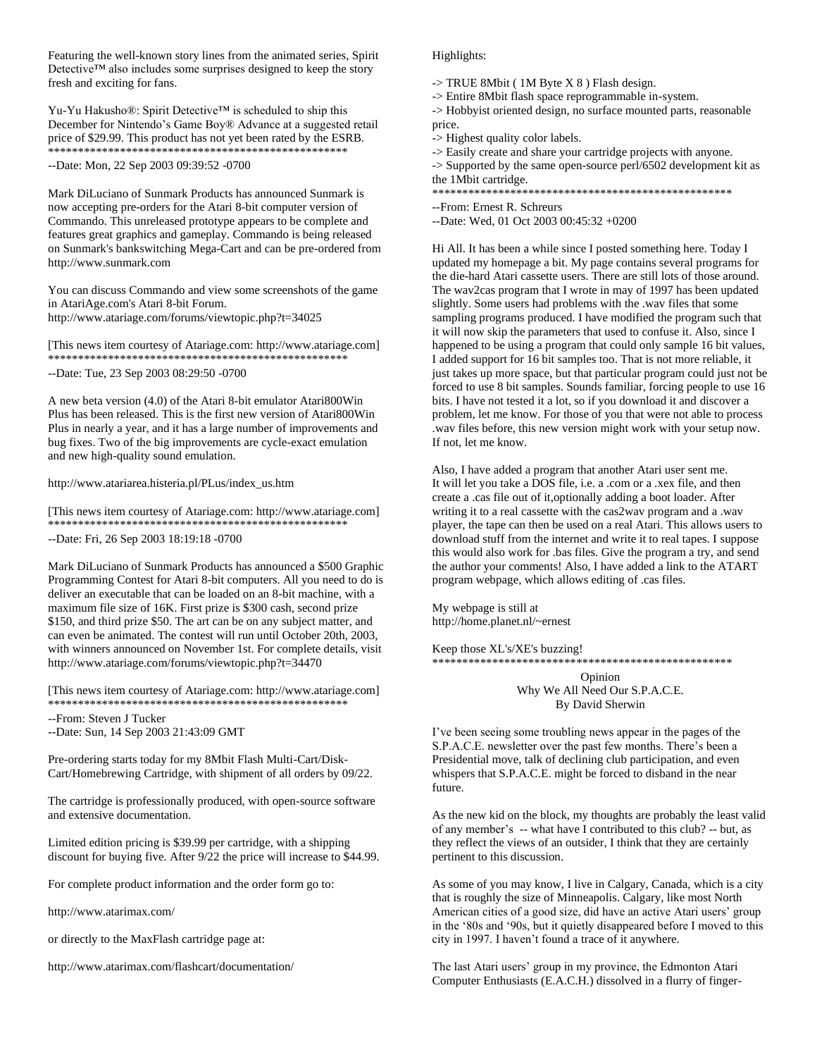Featuring the well-known story lines from the animated series, Spirit Detective™ also includes some surprises designed to keep the story fresh and exciting for fans.

Yu-Yu Hakusho®: Spirit Detective™ is scheduled to ship this December for Nintendo's Game Boy® Advance at a suggested retail price of $29.99. This product has not yet been rated by the ESRB.

\*\*\*\*\*\*\*\*\*\*\*\*\*\*\*\*\*\*\*\*\*\*\*\*\*\*\*\*\*\*\*\*\*\*\*\*\*\*\*\*\*\*\*\*\*\*\*\*\*\*\*\*

--Date: Mon, 22 Sep 2003 09:39:52 -0700

Mark DiLuciano of Sunmark Products has announced Sunmark is now accepting pre-orders for the Atari 8-bit computer version of Commando. This unreleased prototype appears to be complete and features great graphics and gameplay. Commando is being released on Sunmark's bankswitching Mega-Cart and can be pre-ordered from http://www.sunmark.com

You can discuss Commando and view some screenshots of the game in AtariAge.com's Atari 8-bit Forum.
http://www.atariage.com/forums/viewtopic.php?t=34025

[This news item courtesy of Atariage.com: http://www.atariage.com]

\*\*\*\*\*\*\*\*\*\*\*\*\*\*\*\*\*\*\*\*\*\*\*\*\*\*\*\*\*\*\*\*\*\*\*\*\*\*\*\*\*\*\*\*\*\*\*\*\*\*\*\*

--Date: Tue, 23 Sep 2003 08:29:50 -0700

A new beta version (4.0) of the Atari 8-bit emulator Atari800Win Plus has been released. This is the first new version of Atari800Win Plus in nearly a year, and it has a large number of improvements and bug fixes. Two of the big improvements are cycle-exact emulation and new high-quality sound emulation.

http://www.atariarea.histeria.pl/PLus/index_us.htm

[This news item courtesy of Atariage.com: http://www.atariage.com]

\*\*\*\*\*\*\*\*\*\*\*\*\*\*\*\*\*\*\*\*\*\*\*\*\*\*\*\*\*\*\*\*\*\*\*\*\*\*\*\*\*\*\*\*\*\*\*\*\*\*\*\*

--Date: Fri, 26 Sep 2003 18:19:18 -0700

Mark DiLuciano of Sunmark Products has announced a $500 Graphic Programming Contest for Atari 8-bit computers. All you need to do is deliver an executable that can be loaded on an 8-bit machine, with a maximum file size of 16K. First prize is $300 cash, second prize $150, and third prize $50. The art can be on any subject matter, and can even be animated. The contest will run until October 20th, 2003, with winners announced on November 1st. For complete details, visit http://www.atariage.com/forums/viewtopic.php?t=34470

[This news item courtesy of Atariage.com: http://www.atariage.com]

\*\*\*\*\*\*\*\*\*\*\*\*\*\*\*\*\*\*\*\*\*\*\*\*\*\*\*\*\*\*\*\*\*\*\*\*\*\*\*\*\*\*\*\*\*\*\*\*\*\*\*\*

--From: Steven J Tucker
--Date: Sun, 14 Sep 2003 21:43:09 GMT

Pre-ordering starts today for my 8Mbit Flash Multi-Cart/Disk-Cart/Homebrewing Cartridge, with shipment of all orders by 09/22.

The cartridge is professionally produced, with open-source software and extensive documentation.

Limited edition pricing is $39.99 per cartridge, with a shipping discount for buying five. After 9/22 the price will increase to $44.99.

For complete product information and the order form go to:

http://www.atarimax.com/

or directly to the MaxFlash cartridge page at:

http://www.atarimax.com/flashcart/documentation/

Highlights:

-> TRUE 8Mbit ( 1M Byte X 8 ) Flash design.
-> Entire 8Mbit flash space reprogrammable in-system.
-> Hobbyist oriented design, no surface mounted parts, reasonable price.
-> Highest quality color labels.
-> Easily create and share your cartridge projects with anyone.
-> Supported by the same open-source perl/6502 development kit as the 1Mbit cartridge.

\*\*\*\*\*\*\*\*\*\*\*\*\*\*\*\*\*\*\*\*\*\*\*\*\*\*\*\*\*\*\*\*\*\*\*\*\*\*\*\*\*\*\*\*\*\*\*\*\*\*\*\*

--From: Ernest R. Schreurs
--Date: Wed, 01 Oct 2003 00:45:32 +0200

Hi All. It has been a while since I posted something here. Today I updated my homepage a bit. My page contains several programs for the die-hard Atari cassette users. There are still lots of those around. The wav2cas program that I wrote in may of 1997 has been updated slightly. Some users had problems with the .wav files that some sampling programs produced. I have modified the program such that it will now skip the parameters that used to confuse it. Also, since I happened to be using a program that could only sample 16 bit values, I added support for 16 bit samples too. That is not more reliable, it just takes up more space, but that particular program could just not be forced to use 8 bit samples. Sounds familiar, forcing people to use 16 bits. I have not tested it a lot, so if you download it and discover a problem, let me know. For those of you that were not able to process .wav files before, this new version might work with your setup now. If not, let me know.

Also, I have added a program that another Atari user sent me. It will let you take a DOS file, i.e. a .com or a .xex file, and then create a .cas file out of it,optionally adding a boot loader. After writing it to a real cassette with the cas2wav program and a .wav player, the tape can then be used on a real Atari. This allows users to download stuff from the internet and write it to real tapes. I suppose this would also work for .bas files. Give the program a try, and send the author your comments! Also, I have added a link to the ATART program webpage, which allows editing of .cas files.

My webpage is still at
http://home.planet.nl/~ernest

Keep those XL's/XE's buzzing!

\*\*\*\*\*\*\*\*\*\*\*\*\*\*\*\*\*\*\*\*\*\*\*\*\*\*\*\*\*\*\*\*\*\*\*\*\*\*\*\*\*\*\*\*\*\*\*\*\*\*\*\*

## Opinion
## Why We All Need Our S.P.A.C.E.
### By David Sherwin

I've been seeing some troubling news appear in the pages of the S.P.A.C.E. newsletter over the past few months. There's been a Presidential move, talk of declining club participation, and even whispers that S.P.A.C.E. might be forced to disband in the near future.

As the new kid on the block, my thoughts are probably the least valid of any member's -- what have I contributed to this club? -- but, as they reflect the views of an outsider, I think that they are certainly pertinent to this discussion.

As some of you may know, I live in Calgary, Canada, which is a city that is roughly the size of Minneapolis. Calgary, like most North American cities of a good size, did have an active Atari users' group in the '80s and '90s, but it quietly disappeared before I moved to this city in 1997. I haven't found a trace of it anywhere.

The last Atari users' group in my province, the Edmonton Atari Computer Enthusiasts (E.A.C.H.) dissolved in a flurry of finger-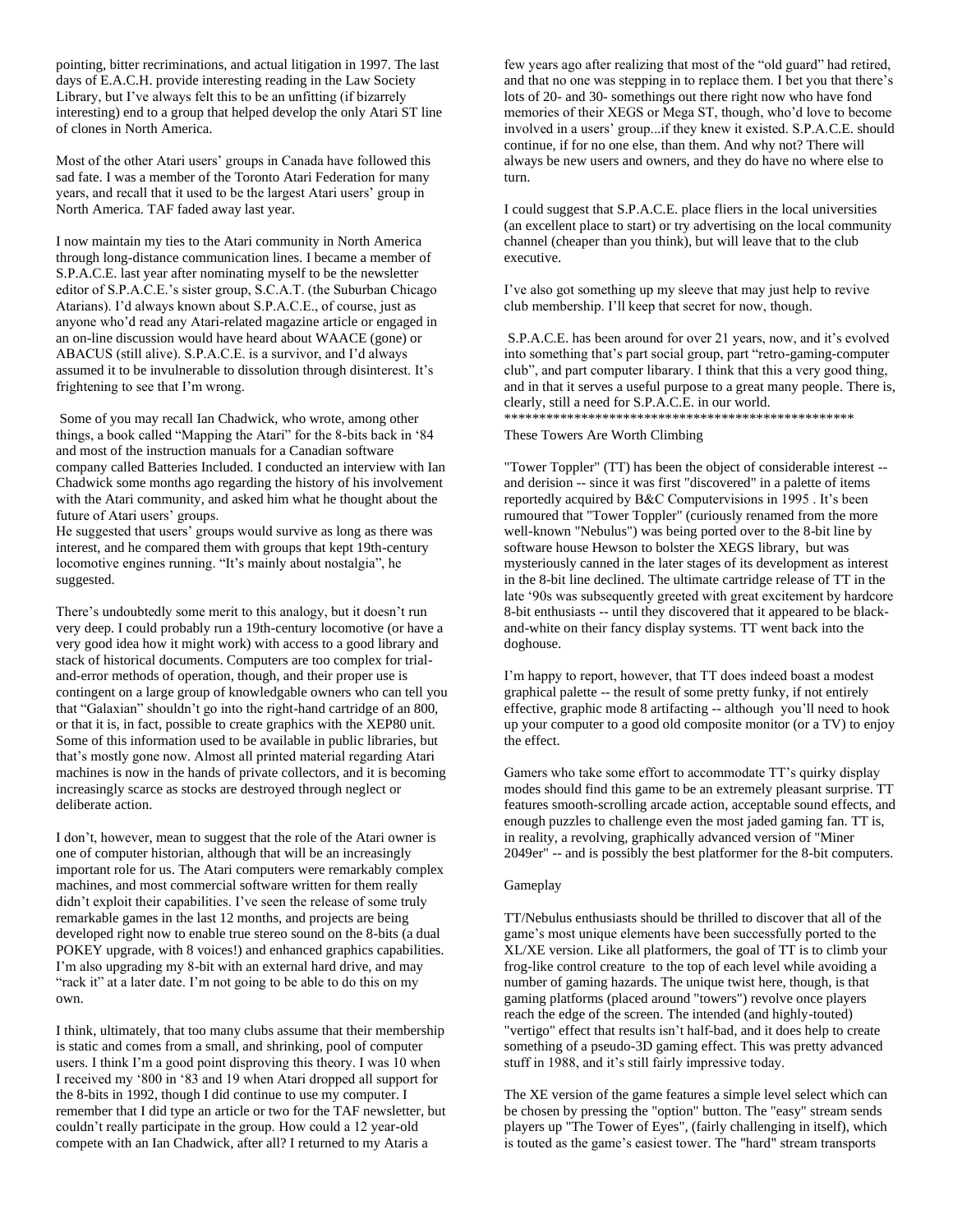pointing, bitter recriminations, and actual litigation in 1997. The last days of E.A.C.H. provide interesting reading in the Law Society Library, but I've always felt this to be an unfitting (if bizarrely interesting) end to a group that helped develop the only Atari ST line of clones in North America.

Most of the other Atari users' groups in Canada have followed this sad fate. I was a member of the Toronto Atari Federation for many years, and recall that it used to be the largest Atari users' group in North America. TAF faded away last year.

I now maintain my ties to the Atari community in North America through long-distance communication lines. I became a member of S.P.A.C.E. last year after nominating myself to be the newsletter editor of S.P.A.C.E.'s sister group, S.C.A.T. (the Suburban Chicago Atarians). I'd always known about S.P.A.C.E., of course, just as anyone who'd read any Atari-related magazine article or engaged in an on-line discussion would have heard about WAACE (gone) or ABACUS (still alive). S.P.A.C.E. is a survivor, and I'd always assumed it to be invulnerable to dissolution through disinterest. It's frightening to see that I'm wrong.

Some of you may recall Ian Chadwick, who wrote, among other things, a book called "Mapping the Atari" for the 8-bits back in '84 and most of the instruction manuals for a Canadian software company called Batteries Included. I conducted an interview with Ian Chadwick some months ago regarding the history of his involvement with the Atari community, and asked him what he thought about the future of Atari users' groups.

He suggested that users' groups would survive as long as there was interest, and he compared them with groups that kept 19th-century locomotive engines running. "It's mainly about nostalgia", he suggested.

There's undoubtedly some merit to this analogy, but it doesn't run very deep. I could probably run a 19th-century locomotive (or have a very good idea how it might work) with access to a good library and stack of historical documents. Computers are too complex for trial-and-error methods of operation, though, and their proper use is contingent on a large group of knowledgable owners who can tell you that "Galaxian" shouldn't go into the right-hand cartridge of an 800, or that it is, in fact, possible to create graphics with the XEP80 unit. Some of this information used to be available in public libraries, but that's mostly gone now. Almost all printed material regarding Atari machines is now in the hands of private collectors, and it is becoming increasingly scarce as stocks are destroyed through neglect or deliberate action.

I don't, however, mean to suggest that the role of the Atari owner is one of computer historian, although that will be an increasingly important role for us. The Atari computers were remarkably complex machines, and most commercial software written for them really didn't exploit their capabilities. I've seen the release of some truly remarkable games in the last 12 months, and projects are being developed right now to enable true stereo sound on the 8-bits (a dual POKEY upgrade, with 8 voices!) and enhanced graphics capabilities. I'm also upgrading my 8-bit with an external hard drive, and may "rack it" at a later date. I'm not going to be able to do this on my own.

I think, ultimately, that too many clubs assume that their membership is static and comes from a small, and shrinking, pool of computer users. I think I'm a good point disproving this theory. I was 10 when I received my '800 in '83 and 19 when Atari dropped all support for the 8-bits in 1992, though I did continue to use my computer. I remember that I did type an article or two for the TAF newsletter, but couldn't really participate in the group. How could a 12 year-old compete with an Ian Chadwick, after all? I returned to my Ataris a few years ago after realizing that most of the "old guard" had retired, and that no one was stepping in to replace them. I bet you that there's lots of 20- and 30- somethings out there right now who have fond memories of their XEGS or Mega ST, though, who'd love to become involved in a users' group...if they knew it existed. S.P.A.C.E. should continue, if for no one else, than them. And why not? There will always be new users and owners, and they do have no where else to turn.

I could suggest that S.P.A.C.E. place fliers in the local universities (an excellent place to start) or try advertising on the local community channel (cheaper than you think), but will leave that to the club executive.

I've also got something up my sleeve that may just help to revive club membership. I'll keep that secret for now, though.

S.P.A.C.E. has been around for over 21 years, now, and it's evolved into something that's part social group, part "retro-gaming-computer club", and part computer libarary. I think that this a very good thing, and in that it serves a useful purpose to a great many people. There is, clearly, still a need for S.P.A.C.E. in our world.

****************************************************

## These Towers Are Worth Climbing

"Tower Toppler" (TT) has been the object of considerable interest -- and derision -- since it was first "discovered" in a palette of items reportedly acquired by B&C Computervisions in 1995 . It's been rumoured that "Tower Toppler" (curiously renamed from the more well-known "Nebulus") was being ported over to the 8-bit line by software house Hewson to bolster the XEGS library, but was mysteriously canned in the later stages of its development as interest in the 8-bit line declined. The ultimate cartridge release of TT in the late '90s was subsequently greeted with great excitement by hardcore 8-bit enthusiasts -- until they discovered that it appeared to be black-and-white on their fancy display systems. TT went back into the doghouse.

I'm happy to report, however, that TT does indeed boast a modest graphical palette -- the result of some pretty funky, if not entirely effective, graphic mode 8 artifacting -- although you'll need to hook up your computer to a good old composite monitor (or a TV) to enjoy the effect.

Gamers who take some effort to accommodate TT's quirky display modes should find this game to be an extremely pleasant surprise. TT features smooth-scrolling arcade action, acceptable sound effects, and enough puzzles to challenge even the most jaded gaming fan. TT is, in reality, a revolving, graphically advanced version of "Miner 2049er" -- and is possibly the best platformer for the 8-bit computers.

### Gameplay

TT/Nebulus enthusiasts should be thrilled to discover that all of the game's most unique elements have been successfully ported to the XL/XE version. Like all platformers, the goal of TT is to climb your frog-like control creature to the top of each level while avoiding a number of gaming hazards. The unique twist here, though, is that gaming platforms (placed around "towers") revolve once players reach the edge of the screen. The intended (and highly-touted) "vertigo" effect that results isn't half-bad, and it does help to create something of a pseudo-3D gaming effect. This was pretty advanced stuff in 1988, and it's still fairly impressive today.

The XE version of the game features a simple level select which can be chosen by pressing the "option" button. The "easy" stream sends players up "The Tower of Eyes", (fairly challenging in itself), which is touted as the game's easiest tower. The "hard" stream transports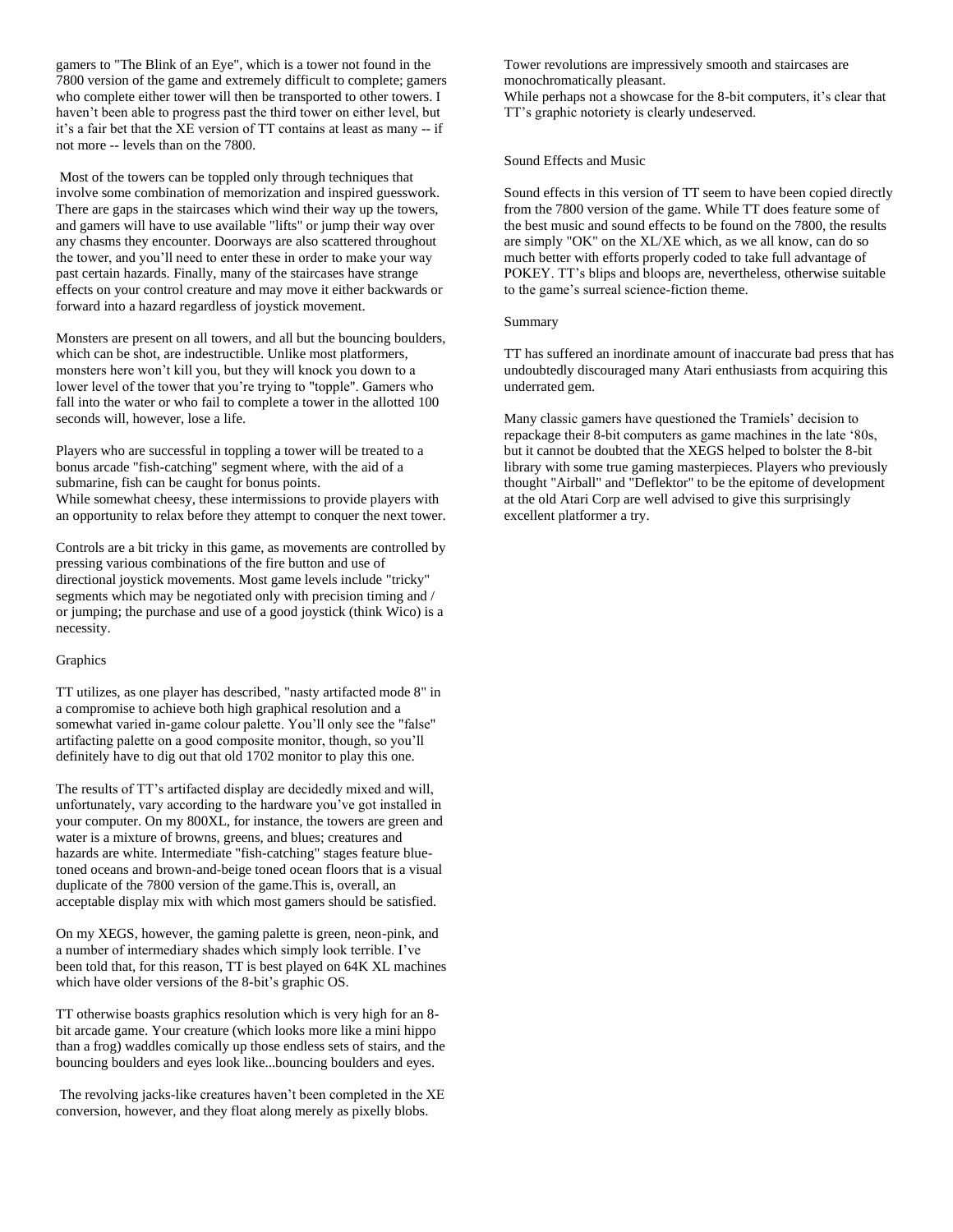gamers to "The Blink of an Eye", which is a tower not found in the 7800 version of the game and extremely difficult to complete; gamers who complete either tower will then be transported to other towers. I haven't been able to progress past the third tower on either level, but it's a fair bet that the XE version of TT contains at least as many -- if not more -- levels than on the 7800.

Most of the towers can be toppled only through techniques that involve some combination of memorization and inspired guesswork. There are gaps in the staircases which wind their way up the towers, and gamers will have to use available "lifts" or jump their way over any chasms they encounter. Doorways are also scattered throughout the tower, and you'll need to enter these in order to make your way past certain hazards. Finally, many of the staircases have strange effects on your control creature and may move it either backwards or forward into a hazard regardless of joystick movement.

Monsters are present on all towers, and all but the bouncing boulders, which can be shot, are indestructible. Unlike most platformers, monsters here won't kill you, but they will knock you down to a lower level of the tower that you're trying to "topple". Gamers who fall into the water or who fail to complete a tower in the allotted 100 seconds will, however, lose a life.

Players who are successful in toppling a tower will be treated to a bonus arcade "fish-catching" segment where, with the aid of a submarine, fish can be caught for bonus points.
While somewhat cheesy, these intermissions to provide players with an opportunity to relax before they attempt to conquer the next tower.

Controls are a bit tricky in this game, as movements are controlled by pressing various combinations of the fire button and use of directional joystick movements. Most game levels include "tricky" segments which may be negotiated only with precision timing and / or jumping; the purchase and use of a good joystick (think Wico) is a necessity.

Graphics

TT utilizes, as one player has described, "nasty artifacted mode 8" in a compromise to achieve both high graphical resolution and a somewhat varied in-game colour palette. You'll only see the "false" artifacting palette on a good composite monitor, though, so you'll definitely have to dig out that old 1702 monitor to play this one.

The results of TT's artifacted display are decidedly mixed and will, unfortunately, vary according to the hardware you've got installed in your computer. On my 800XL, for instance, the towers are green and water is a mixture of browns, greens, and blues; creatures and hazards are white. Intermediate "fish-catching" stages feature blue-toned oceans and brown-and-beige toned ocean floors that is a visual duplicate of the 7800 version of the game.This is, overall, an acceptable display mix with which most gamers should be satisfied.

On my XEGS, however, the gaming palette is green, neon-pink, and a number of intermediary shades which simply look terrible. I've been told that, for this reason, TT is best played on 64K XL machines which have older versions of the 8-bit's graphic OS.

TT otherwise boasts graphics resolution which is very high for an 8-bit arcade game. Your creature (which looks more like a mini hippo than a frog) waddles comically up those endless sets of stairs, and the bouncing boulders and eyes look like...bouncing boulders and eyes.

The revolving jacks-like creatures haven't been completed in the XE conversion, however, and they float along merely as pixelly blobs.

Tower revolutions are impressively smooth and staircases are monochromatically pleasant.
While perhaps not a showcase for the 8-bit computers, it's clear that TT's graphic notoriety is clearly undeserved.

Sound Effects and Music

Sound effects in this version of TT seem to have been copied directly from the 7800 version of the game. While TT does feature some of the best music and sound effects to be found on the 7800, the results are simply "OK" on the XL/XE which, as we all know, can do so much better with efforts properly coded to take full advantage of POKEY. TT's blips and bloops are, nevertheless, otherwise suitable to the game's surreal science-fiction theme.

Summary

TT has suffered an inordinate amount of inaccurate bad press that has undoubtedly discouraged many Atari enthusiasts from acquiring this underrated gem.

Many classic gamers have questioned the Tramiels' decision to repackage their 8-bit computers as game machines in the late '80s, but it cannot be doubted that the XEGS helped to bolster the 8-bit library with some true gaming masterpieces. Players who previously thought "Airball" and "Deflektor" to be the epitome of development at the old Atari Corp are well advised to give this surprisingly excellent platformer a try.